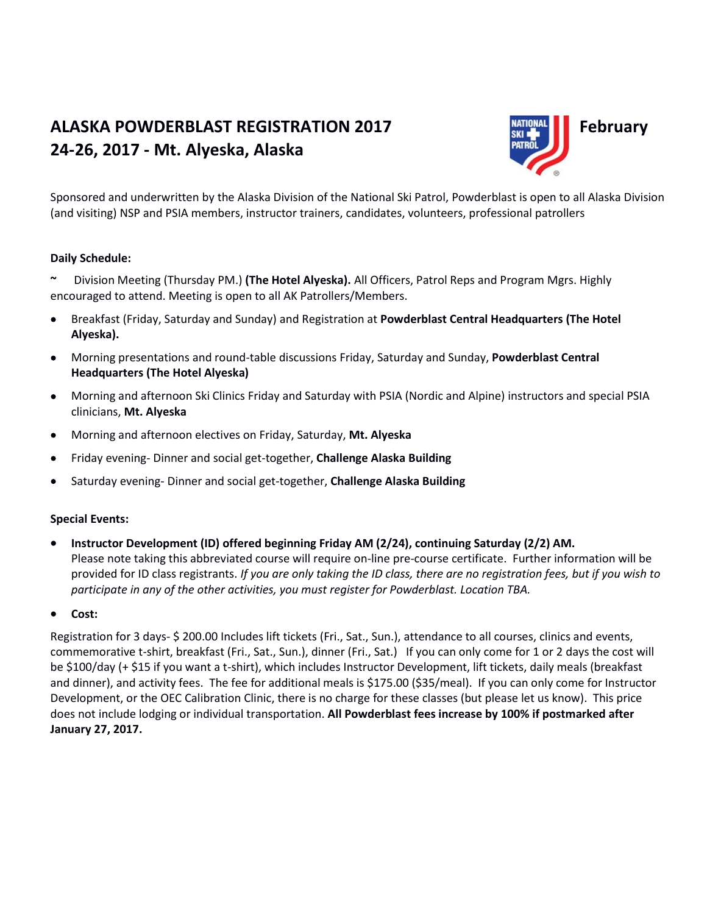# ALASKA POWDERBLAST REGISTRATION 2017 February 24-26, 2017 - Mt. Alyeska, Alaska

Sponsored and underwritten by the Alaska Division of the National Ski Patrol, Powderblast is open to all Alaska Division (and visiting) NSP and PSIA members, instructor trainers, candidates, volunteers, professional patrollers

**Daily Schedule:**

~ Division Meeting (Thursday PM.) **(The Hotel Alyeska).** All Officers, Patrol Reps and Program Mgrs. Highly encouraged to attend. Meeting is open to all AK Patrollers/Members.

- Breakfast (Friday, Saturday and Sunday) and Registration at **Powderblast Central Headquarters (The Hotel Alyeska).**
- Morning presentations and round-table discussions Friday, Saturday and Sunday, **Powderblast Central Headquarters (The Hotel Alyeska)**
- Morning and afternoon Ski Clinics Friday and Saturday with PSIA (Nordic and Alpine) instructors and special PSIA clinicians, **Mt. Alyeska**
- Morning and afternoon electives on Friday, Saturday, **Mt. Alyeska**
- Friday evening- Dinner and social get-together, **Challenge Alaska Building**
- Saturday evening- Dinner and social get-together, **Challenge Alaska Building**

**Special Events:**

- **Instructor Development (ID) offered beginning Friday AM (2/24), continuing Saturday (2/2) AM.** Please note taking this abbreviated course will require on-line pre-course certificate. Further information will be provided for ID class registrants. *If you are only taking the ID class, there are no registration fees, but if you wish to participate in any of the other activities, you must register for Powderblast. Location TBA.*
- **Cost:**

Registration for 3 days- $ 200.00 Includes lift tickets (Fri., Sat., Sun.), attendance to all courses, clinics and events, commemorative t-shirt, breakfast (Fri., Sat., Sun.), dinner (Fri., Sat.) If you can only come for 1 or 2 days the cost will be $100/day (+ $15 if you want a t-shirt), which includes Instructor Development, lift tickets, daily meals (breakfast and dinner), and activity fees. The fee for additional meals is $175.00 ($35/meal). If you can only come for Instructor Development, or the OEC Calibration Clinic, there is no charge for these classes (but please let us know). This price does not include lodging or individual transportation. **All Powderblast fees increase by 100% if postmarked after January 27, 2017.**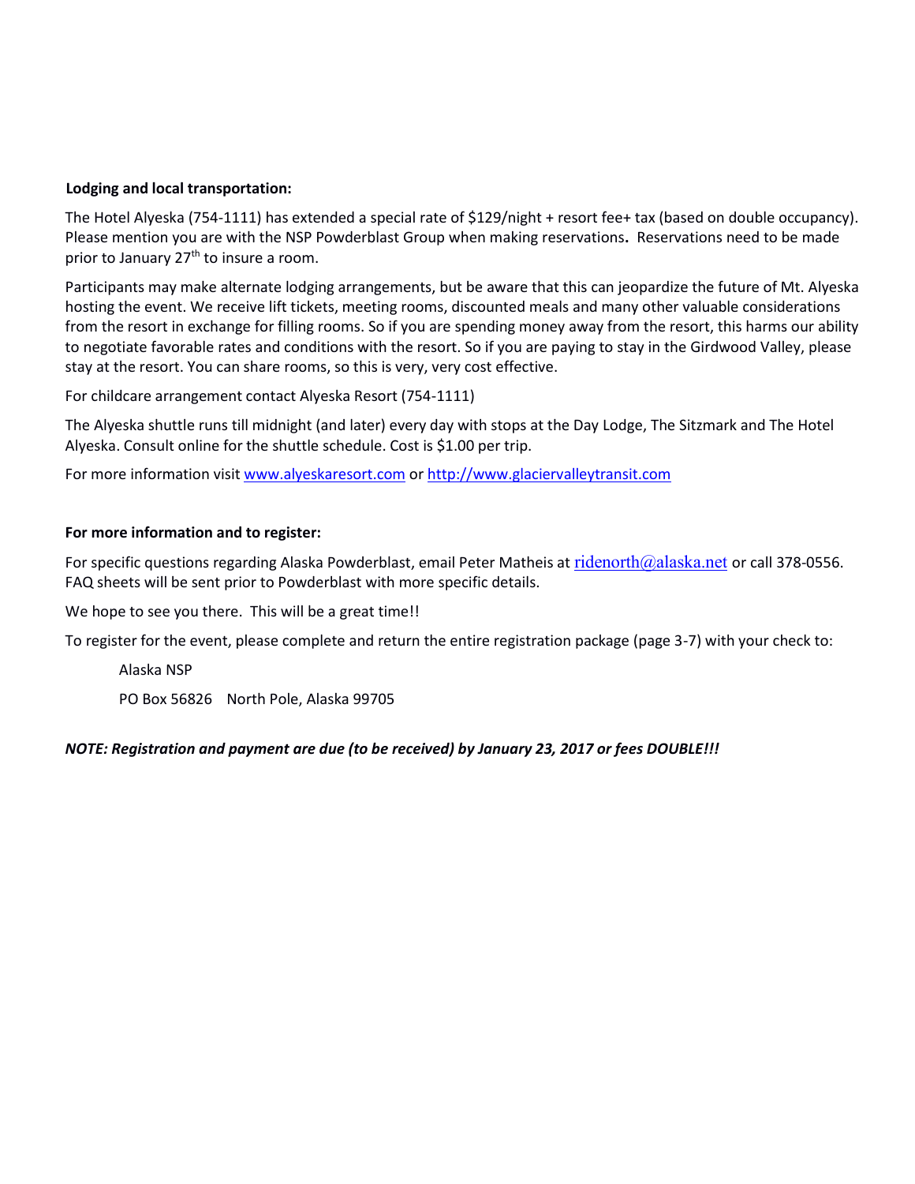**Lodging and local transportation:**

The Hotel Alyeska (754-1111) has extended a special rate of $129/night + resort fee+ tax (based on double occupancy). Please mention you are with the NSP Powderblast Group when making reservations**.** Reservations need to be made prior to January 27th to insure a room.

Participants may make alternate lodging arrangements, but be aware that this can jeopardize the future of Mt. Alyeska hosting the event. We receive lift tickets, meeting rooms, discounted meals and many other valuable considerations from the resort in exchange for filling rooms. So if you are spending money away from the resort, this harms our ability to negotiate favorable rates and conditions with the resort. So if you are paying to stay in the Girdwood Valley, please stay at the resort. You can share rooms, so this is very, very cost effective.

For childcare arrangement contact Alyeska Resort (754-1111)

The Alyeska shuttle runs till midnight (and later) every day with stops at the Day Lodge, The Sitzmark and The Hotel Alyeska. Consult online for the shuttle schedule. Cost is $1.00 per trip.

For more information visit www.alyeskaresort.com or http://www.glaciervalleytransit.com

**For more information and to register:**

For specific questions regarding Alaska Powderblast, email Peter Matheis at ridenorth@alaska.net or call 378-0556. FAQ sheets will be sent prior to Powderblast with more specific details.

We hope to see you there. This will be a great time!!

To register for the event, please complete and return the entire registration package (page 3-7) with your check to:

Alaska NSP

PO Box 56826 North Pole, Alaska 99705

***NOTE: Registration and payment are due (to be received) by January 23, 2017 or fees DOUBLE!!!***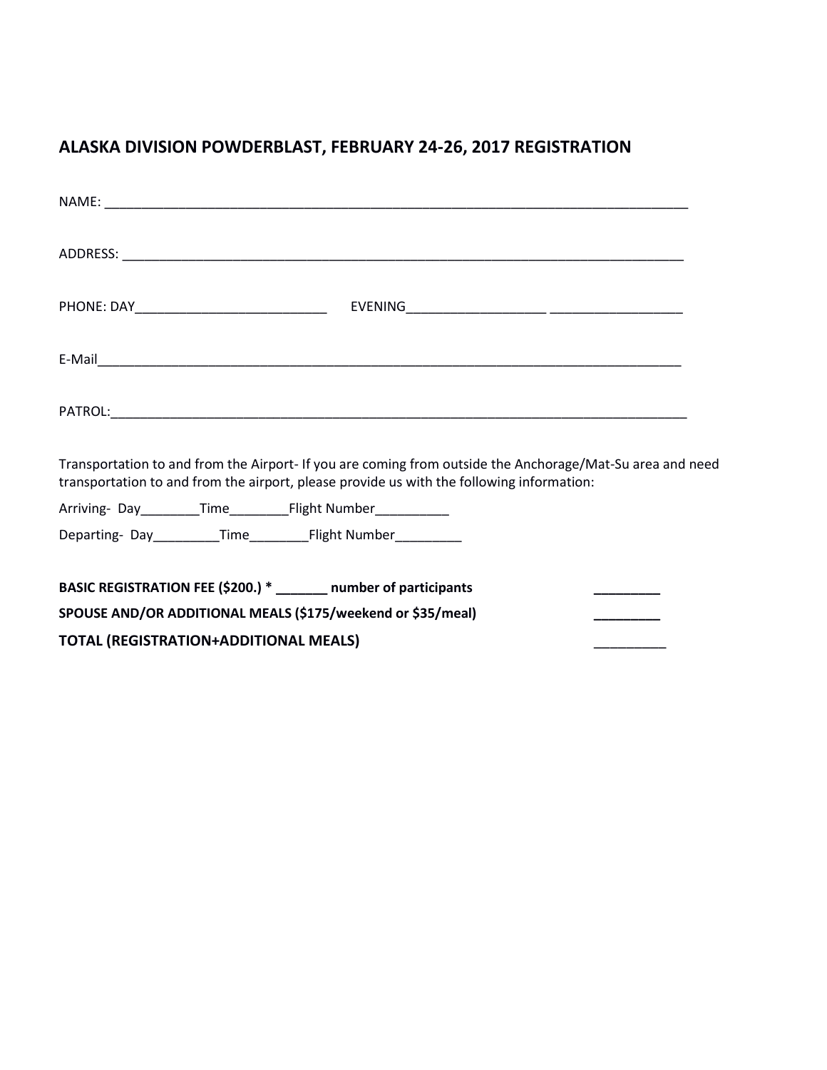## ALASKA DIVISION POWDERBLAST, FEBRUARY 24-26, 2017 REGISTRATION

NAME: ______________________________________________________________________________

ADDRESS: ___________________________________________________________________________

PHONE: DAY__________________________ EVENING__________________ __________________

E-Mail_______________________________________________________________________________

PATROL:______________________________________________________________________________

Transportation to and from the Airport- If you are coming from outside the Anchorage/Mat-Su area and need transportation to and from the airport, please provide us with the following information:

Arriving- Day________Time________Flight Number__________

Departing- Day_________Time________Flight Number_________

**BASIC REGISTRATION FEE ($200.) * _______ number of participants** _________

**SPOUSE AND/OR ADDITIONAL MEALS ($175/weekend or $35/meal)** _________

**TOTAL (REGISTRATION+ADDITIONAL MEALS)** _________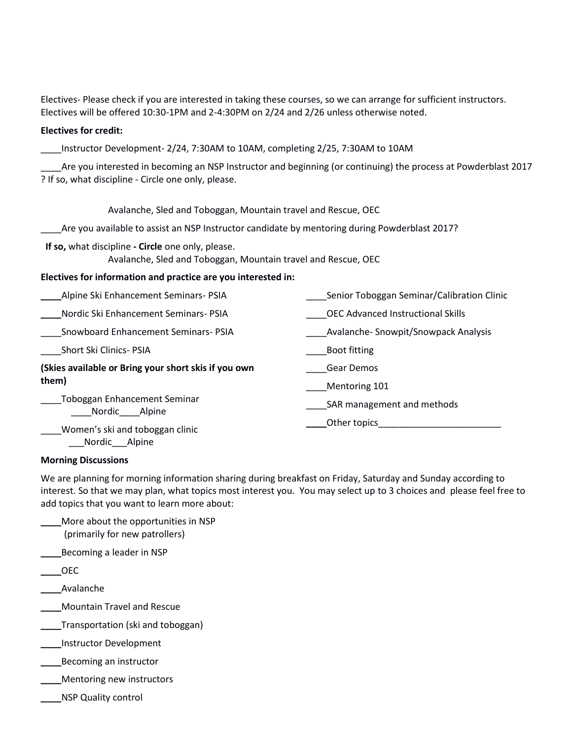Electives- Please check if you are interested in taking these courses, so we can arrange for sufficient instructors. Electives will be offered 10:30-1PM and 2-4:30PM on 2/24 and 2/26 unless otherwise noted.

**Electives for credit:**

____Instructor Development- 2/24, 7:30AM to 10AM, completing 2/25, 7:30AM to 10AM

____Are you interested in becoming an NSP Instructor and beginning (or continuing) the process at Powderblast 2017 ? If so, what discipline - Circle one only, please.

Avalanche, Sled and Toboggan, Mountain travel and Rescue, OEC

____Are you available to assist an NSP Instructor candidate by mentoring during Powderblast 2017?

**If so,** what discipline **- Circle** one only, please.

Avalanche, Sled and Toboggan, Mountain travel and Rescue, OEC

**Electives for information and practice are you interested in:**

____Alpine Ski Enhancement Seminars- PSIA

____Nordic Ski Enhancement Seminars- PSIA

____Snowboard Enhancement Seminars- PSIA

____Short Ski Clinics- PSIA

**(Skies available or Bring your short skis if you own them)**

____Toboggan Enhancement Seminar
 ____Nordic____Alpine

____Women's ski and toboggan clinic
 ___Nordic___Alpine

____Senior Toboggan Seminar/Calibration Clinic

____OEC Advanced Instructional Skills

____Avalanche- Snowpit/Snowpack Analysis

____Boot fitting

____Gear Demos

____Mentoring 101

____SAR management and methods

____Other topics________________________

**Morning Discussions**

We are planning for morning information sharing during breakfast on Friday, Saturday and Sunday according to interest. So that we may plan, what topics most interest you. You may select up to 3 choices and please feel free to add topics that you want to learn more about:

____More about the opportunities in NSP
 (primarily for new patrollers)

____Becoming a leader in NSP

____OEC

____Avalanche

____Mountain Travel and Rescue

____Transportation (ski and toboggan)

____Instructor Development

____Becoming an instructor

____Mentoring new instructors

____NSP Quality control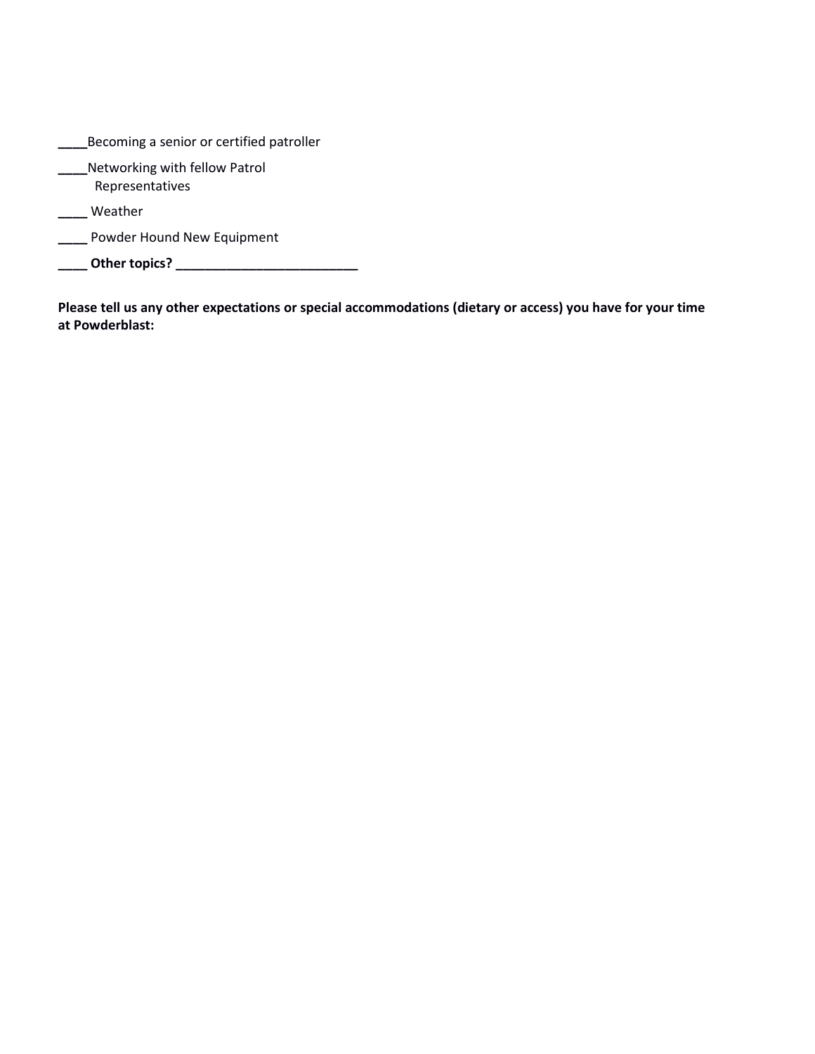**____**Becoming a senior or certified patroller

**____**Networking with fellow Patrol Representatives

**____** Weather

**____** Powder Hound New Equipment

**____ Other topics? _________________________**

**Please tell us any other expectations or special accommodations (dietary or access) you have for your time at Powderblast:**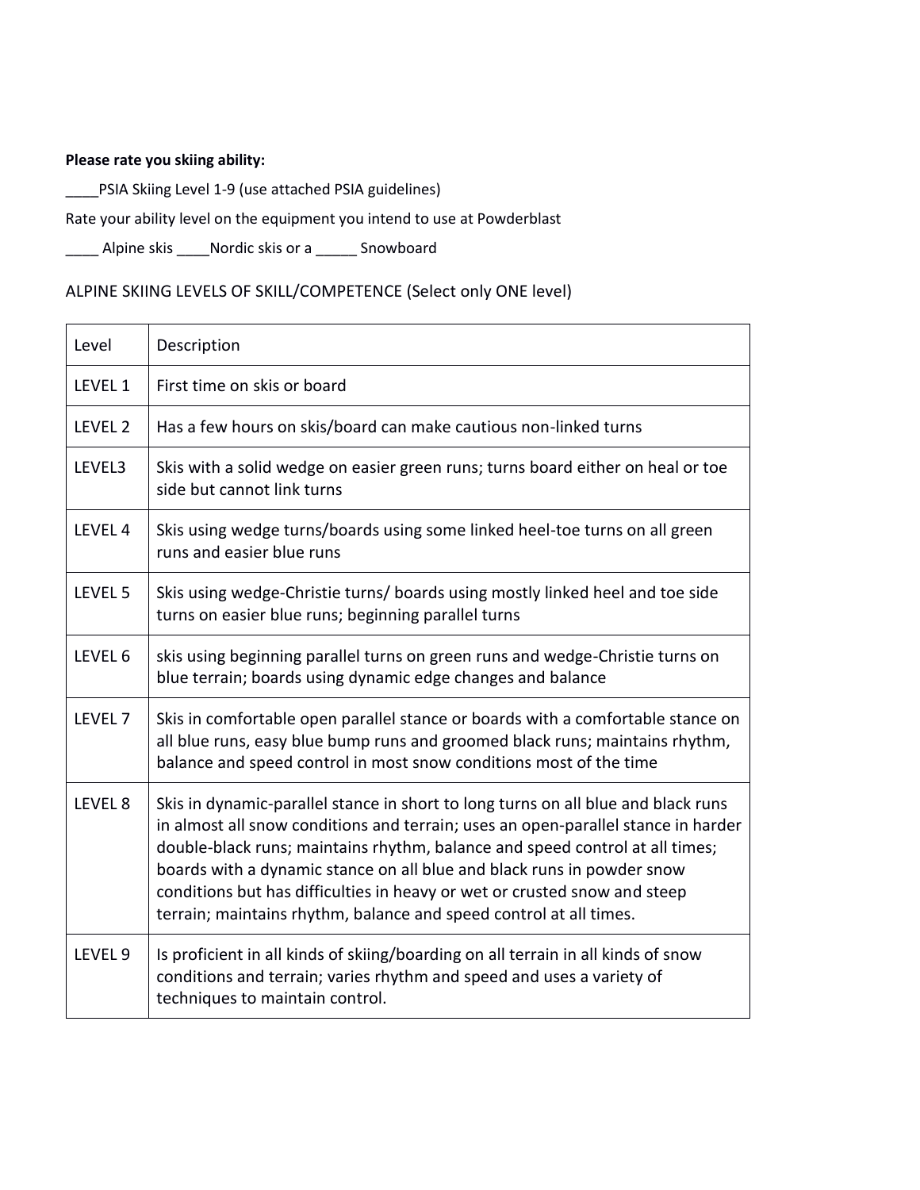**Please rate you skiing ability:**

____PSIA Skiing Level 1-9 (use attached PSIA guidelines)

Rate your ability level on the equipment you intend to use at Powderblast

____ Alpine skis ____Nordic skis or a _____ Snowboard

ALPINE SKIING LEVELS OF SKILL/COMPETENCE (Select only ONE level)

| Level | Description |
|---|---|
| LEVEL 1 | First time on skis or board |
| LEVEL 2 | Has a few hours on skis/board can make cautious non-linked turns |
| LEVEL3 | Skis with a solid wedge on easier green runs; turns board either on heal or toe side but cannot link turns |
| LEVEL 4 | Skis using wedge turns/boards using some linked heel-toe turns on all green runs and easier blue runs |
| LEVEL 5 | Skis using wedge-Christie turns/ boards using mostly linked heel and toe side turns on easier blue runs; beginning parallel turns |
| LEVEL 6 | skis using beginning parallel turns on green runs and wedge-Christie turns on blue terrain; boards using dynamic edge changes and balance |
| LEVEL 7 | Skis in comfortable open parallel stance or boards with a comfortable stance on all blue runs, easy blue bump runs and groomed black runs; maintains rhythm, balance and speed control in most snow conditions most of the time |
| LEVEL 8 | Skis in dynamic-parallel stance in short to long turns on all blue and black runs in almost all snow conditions and terrain; uses an open-parallel stance in harder double-black runs; maintains rhythm, balance and speed control at all times; boards with a dynamic stance on all blue and black runs in powder snow conditions but has difficulties in heavy or wet or crusted snow and steep terrain; maintains rhythm, balance and speed control at all times. |
| LEVEL 9 | Is proficient in all kinds of skiing/boarding on all terrain in all kinds of snow conditions and terrain; varies rhythm and speed and uses a variety of techniques to maintain control. |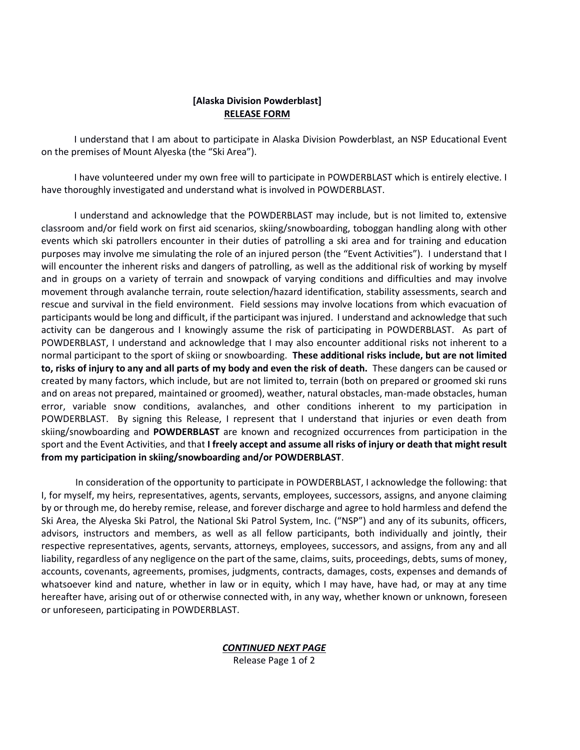**[Alaska Division Powderblast]**
**<u>RELEASE FORM</u>**

I understand that I am about to participate in Alaska Division Powderblast, an NSP Educational Event on the premises of Mount Alyeska (the "Ski Area").

I have volunteered under my own free will to participate in POWDERBLAST which is entirely elective. I have thoroughly investigated and understand what is involved in POWDERBLAST.

I understand and acknowledge that the POWDERBLAST may include, but is not limited to, extensive classroom and/or field work on first aid scenarios, skiing/snowboarding, toboggan handling along with other events which ski patrollers encounter in their duties of patrolling a ski area and for training and education purposes may involve me simulating the role of an injured person (the "Event Activities"). I understand that I will encounter the inherent risks and dangers of patrolling, as well as the additional risk of working by myself and in groups on a variety of terrain and snowpack of varying conditions and difficulties and may involve movement through avalanche terrain, route selection/hazard identification, stability assessments, search and rescue and survival in the field environment. Field sessions may involve locations from which evacuation of participants would be long and difficult, if the participant was injured. I understand and acknowledge that such activity can be dangerous and I knowingly assume the risk of participating in POWDERBLAST. As part of POWDERBLAST, I understand and acknowledge that I may also encounter additional risks not inherent to a normal participant to the sport of skiing or snowboarding. **These additional risks include, but are not limited to, risks of injury to any and all parts of my body and even the risk of death.** These dangers can be caused or created by many factors, which include, but are not limited to, terrain (both on prepared or groomed ski runs and on areas not prepared, maintained or groomed), weather, natural obstacles, man-made obstacles, human error, variable snow conditions, avalanches, and other conditions inherent to my participation in POWDERBLAST. By signing this Release, I represent that I understand that injuries or even death from skiing/snowboarding and **POWDERBLAST** are known and recognized occurrences from participation in the sport and the Event Activities, and that **I freely accept and assume all risks of injury or death that might result from my participation in skiing/snowboarding and/or POWDERBLAST**.

In consideration of the opportunity to participate in POWDERBLAST, I acknowledge the following: that I, for myself, my heirs, representatives, agents, servants, employees, successors, assigns, and anyone claiming by or through me, do hereby remise, release, and forever discharge and agree to hold harmless and defend the Ski Area, the Alyeska Ski Patrol, the National Ski Patrol System, Inc. ("NSP") and any of its subunits, officers, advisors, instructors and members, as well as all fellow participants, both individually and jointly, their respective representatives, agents, servants, attorneys, employees, successors, and assigns, from any and all liability, regardless of any negligence on the part of the same, claims, suits, proceedings, debts, sums of money, accounts, covenants, agreements, promises, judgments, contracts, damages, costs, expenses and demands of whatsoever kind and nature, whether in law or in equity, which I may have, have had, or may at any time hereafter have, arising out of or otherwise connected with, in any way, whether known or unknown, foreseen or unforeseen, participating in POWDERBLAST.

***<u>CONTINUED NEXT PAGE</u>***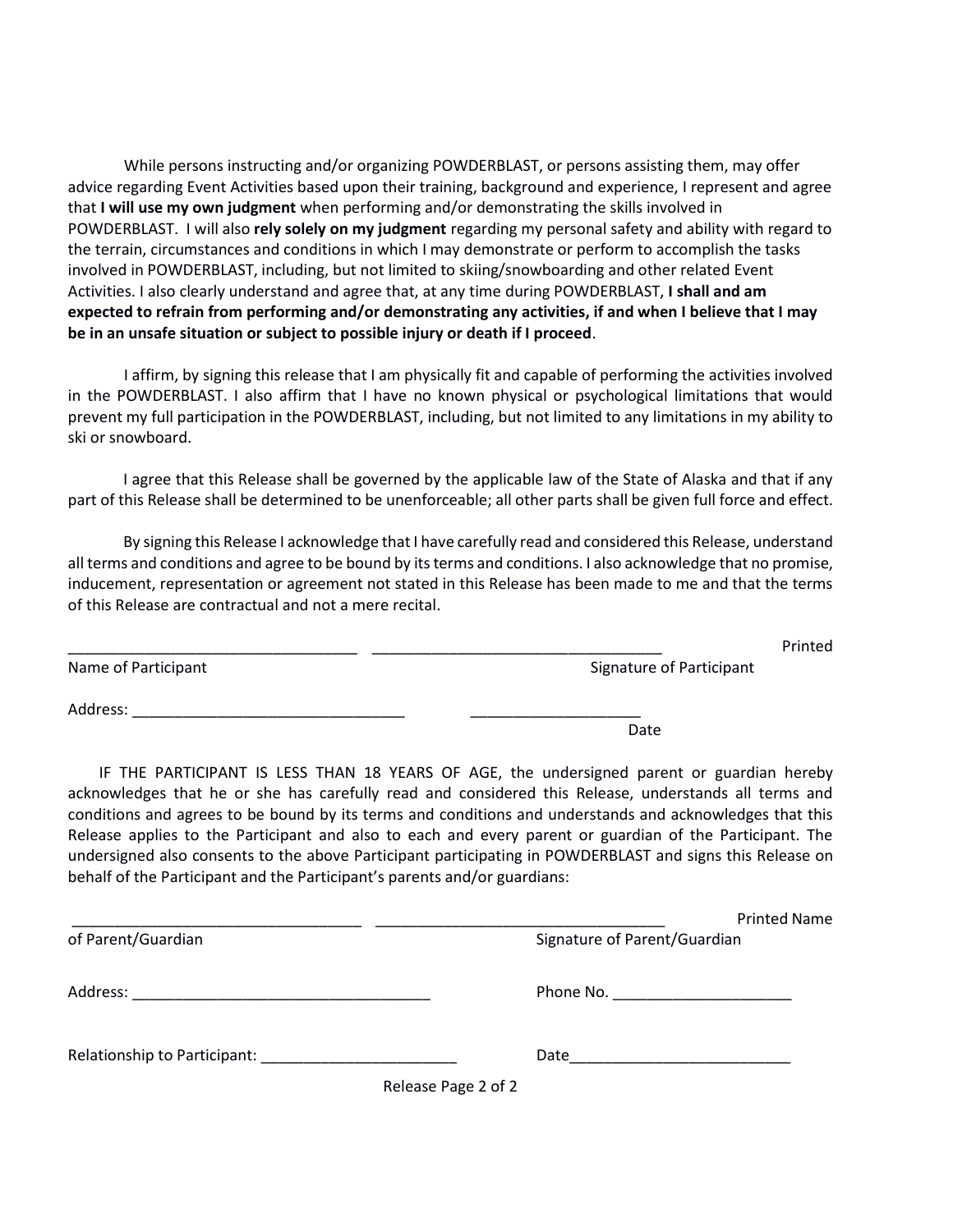While persons instructing and/or organizing POWDERBLAST, or persons assisting them, may offer advice regarding Event Activities based upon their training, background and experience, I represent and agree that **I will use my own judgment** when performing and/or demonstrating the skills involved in POWDERBLAST. I will also **rely solely on my judgment** regarding my personal safety and ability with regard to the terrain, circumstances and conditions in which I may demonstrate or perform to accomplish the tasks involved in POWDERBLAST, including, but not limited to skiing/snowboarding and other related Event Activities. I also clearly understand and agree that, at any time during POWDERBLAST, **I shall and am expected to refrain from performing and/or demonstrating any activities, if and when I believe that I may be in an unsafe situation or subject to possible injury or death if I proceed**.

I affirm, by signing this release that I am physically fit and capable of performing the activities involved in the POWDERBLAST. I also affirm that I have no known physical or psychological limitations that would prevent my full participation in the POWDERBLAST, including, but not limited to any limitations in my ability to ski or snowboard.

I agree that this Release shall be governed by the applicable law of the State of Alaska and that if any part of this Release shall be determined to be unenforceable; all other parts shall be given full force and effect.

By signing this Release I acknowledge that I have carefully read and considered this Release, understand all terms and conditions and agree to be bound by its terms and conditions. I also acknowledge that no promise, inducement, representation or agreement not stated in this Release has been made to me and that the terms of this Release are contractual and not a mere recital.

_________________________________ _________________________________ Printed Name of Participant Signature of Participant

Address: ________________________________ ____________________
Date

IF THE PARTICIPANT IS LESS THAN 18 YEARS OF AGE, the undersigned parent or guardian hereby acknowledges that he or she has carefully read and considered this Release, understands all terms and conditions and agrees to be bound by its terms and conditions and understands and acknowledges that this Release applies to the Participant and also to each and every parent or guardian of the Participant. The undersigned also consents to the above Participant participating in POWDERBLAST and signs this Release on behalf of the Participant and the Participant's parents and/or guardians:

_________________________________ _________________________________ Printed Name of Parent/Guardian Signature of Parent/Guardian

Address: ___________________________________ Phone No. ____________________

Relationship to Participant: _______________________ Date__________________________